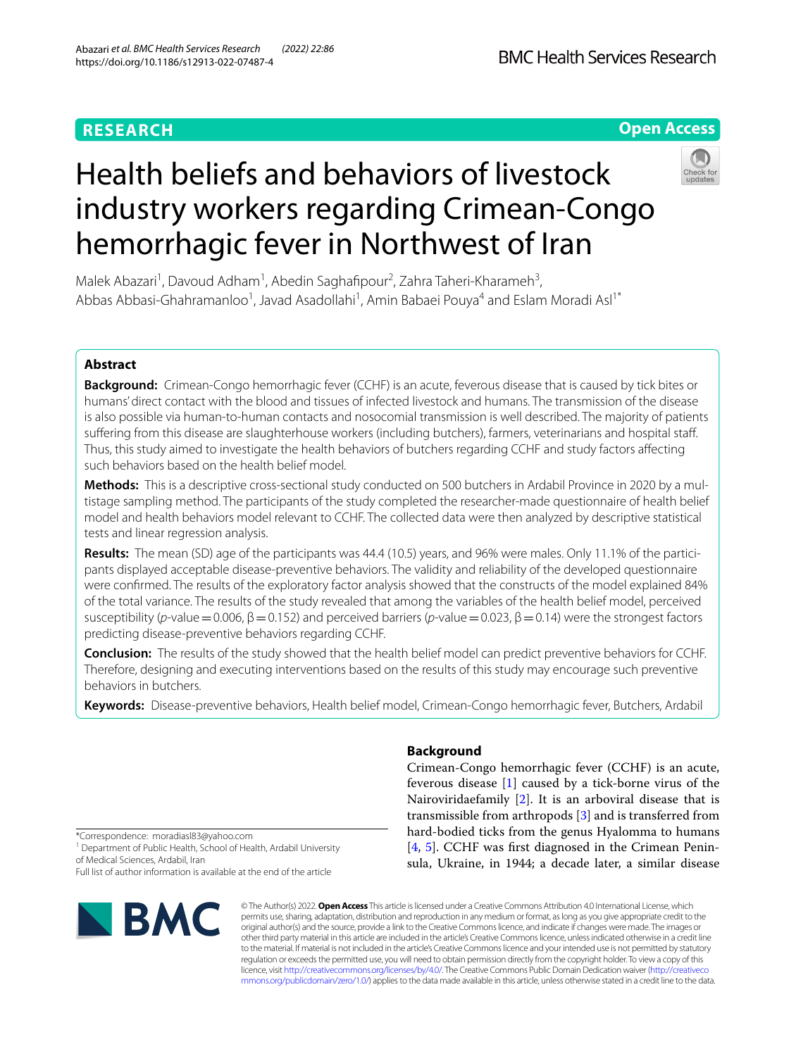RESEARCH

Open Access

# Health beliefs and behaviors of livestock industry workers regarding Crimean-Congo hemorrhagic fever in Northwest of Iran

Malek Abazari[1], Davoud Adham[1], Abedin Saghafipour[2], Zahra Taheri-Kharameh[3], Abbas Abbasi-Ghahramanloo[1], Javad Asadollahi[1], Amin Babaei Pouya[4] and Eslam Moradi Asl[1*]

## Abstract

**Background:** Crimean-Congo hemorrhagic fever (CCHF) is an acute, feverous disease that is caused by tick bites or humans' direct contact with the blood and tissues of infected livestock and humans. The transmission of the disease is also possible via human-to-human contacts and nosocomial transmission is well described. The majority of patients suffering from this disease are slaughterhouse workers (including butchers), farmers, veterinarians and hospital staff. Thus, this study aimed to investigate the health behaviors of butchers regarding CCHF and study factors affecting such behaviors based on the health belief model.

**Methods:** This is a descriptive cross-sectional study conducted on 500 butchers in Ardabil Province in 2020 by a multistage sampling method. The participants of the study completed the researcher-made questionnaire of health belief model and health behaviors model relevant to CCHF. The collected data were then analyzed by descriptive statistical tests and linear regression analysis.

**Results:** The mean (SD) age of the participants was 44.4 (10.5) years, and 96% were males. Only 11.1% of the participants displayed acceptable disease-preventive behaviors. The validity and reliability of the developed questionnaire were confirmed. The results of the exploratory factor analysis showed that the constructs of the model explained 84% of the total variance. The results of the study revealed that among the variables of the health belief model, perceived susceptibility ($p$-value = 0.006, $\beta = 0.152$) and perceived barriers ($p$-value = 0.023, $\beta = 0.14$) were the strongest factors predicting disease-preventive behaviors regarding CCHF.

**Conclusion:** The results of the study showed that the health belief model can predict preventive behaviors for CCHF. Therefore, designing and executing interventions based on the results of this study may encourage such preventive behaviors in butchers.

**Keywords:** Disease-preventive behaviors, Health belief model, Crimean-Congo hemorrhagic fever, Butchers, Ardabil

## Background

Crimean-Congo hemorrhagic fever (CCHF) is an acute, feverous disease [1] caused by a tick-borne virus of the Nairoviridaefamily [2]. It is an arboviral disease that is transmissible from arthropods [3] and is transferred from hard-bodied ticks from the genus Hyalomma to humans [4, 5]. CCHF was first diagnosed in the Crimean Peninsula, Ukraine, in 1944; a decade later, a similar disease

*Correspondence: moradiasl83@yahoo.com
[1] Department of Public Health, School of Health, Ardabil University of Medical Sciences, Ardabil, Iran
Full list of author information is available at the end of the article

© The Author(s) 2022. **Open Access** This article is licensed under a Creative Commons Attribution 4.0 International License, which permits use, sharing, adaptation, distribution and reproduction in any medium or format, as long as you give appropriate credit to the original author(s) and the source, provide a link to the Creative Commons licence, and indicate if changes were made. The images or other third party material in this article are included in the article's Creative Commons licence, unless indicated otherwise in a credit line to the material. If material is not included in the article's Creative Commons licence and your intended use is not permitted by statutory regulation or exceeds the permitted use, you will need to obtain permission directly from the copyright holder. To view a copy of this licence, visit http://creativecommons.org/licenses/by/4.0/. The Creative Commons Public Domain Dedication waiver (http://creativecommons.org/publicdomain/zero/1.0/) applies to the data made available in this article, unless otherwise stated in a credit line to the data.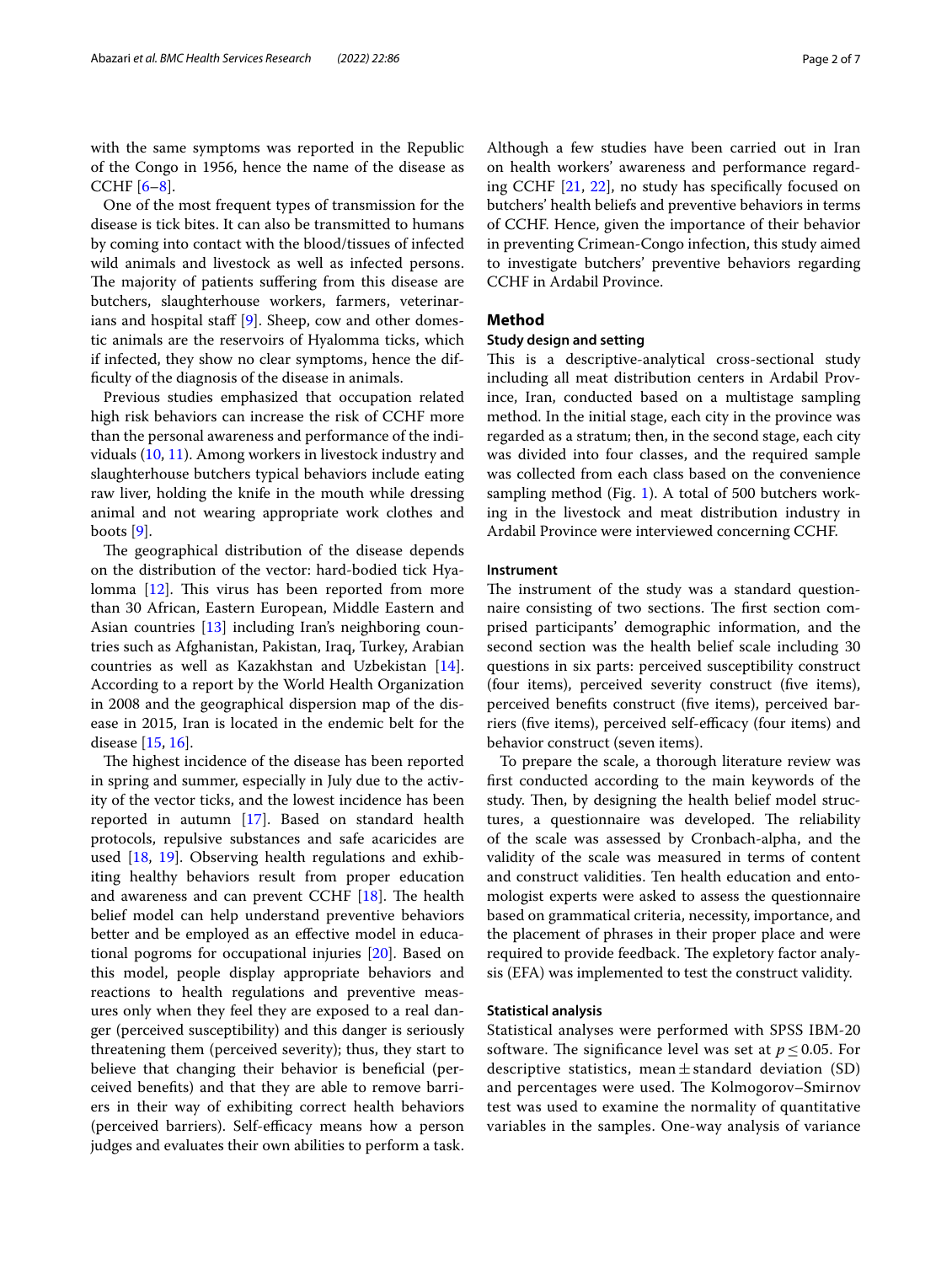with the same symptoms was reported in the Republic of the Congo in 1956, hence the name of the disease as CCHF [6–8].

One of the most frequent types of transmission for the disease is tick bites. It can also be transmitted to humans by coming into contact with the blood/tissues of infected wild animals and livestock as well as infected persons. The majority of patients suffering from this disease are butchers, slaughterhouse workers, farmers, veterinarians and hospital staff [9]. Sheep, cow and other domestic animals are the reservoirs of Hyalomma ticks, which if infected, they show no clear symptoms, hence the difficulty of the diagnosis of the disease in animals.

Previous studies emphasized that occupation related high risk behaviors can increase the risk of CCHF more than the personal awareness and performance of the individuals (10, 11). Among workers in livestock industry and slaughterhouse butchers typical behaviors include eating raw liver, holding the knife in the mouth while dressing animal and not wearing appropriate work clothes and boots [9].

The geographical distribution of the disease depends on the distribution of the vector: hard-bodied tick Hyalomma [12]. This virus has been reported from more than 30 African, Eastern European, Middle Eastern and Asian countries [13] including Iran's neighboring countries such as Afghanistan, Pakistan, Iraq, Turkey, Arabian countries as well as Kazakhstan and Uzbekistan [14]. According to a report by the World Health Organization in 2008 and the geographical dispersion map of the disease in 2015, Iran is located in the endemic belt for the disease [15, 16].

The highest incidence of the disease has been reported in spring and summer, especially in July due to the activity of the vector ticks, and the lowest incidence has been reported in autumn [17]. Based on standard health protocols, repulsive substances and safe acaricides are used [18, 19]. Observing health regulations and exhibiting healthy behaviors result from proper education and awareness and can prevent CCHF [18]. The health belief model can help understand preventive behaviors better and be employed as an effective model in educational pograms for occupational injuries [20]. Based on this model, people display appropriate behaviors and reactions to health regulations and preventive measures only when they feel they are exposed to a real danger (perceived susceptibility) and this danger is seriously threatening them (perceived severity); thus, they start to believe that changing their behavior is beneficial (perceived benefits) and that they are able to remove barriers in their way of exhibiting correct health behaviors (perceived barriers). Self-efficacy means how a person judges and evaluates their own abilities to perform a task. Although a few studies have been carried out in Iran on health workers' awareness and performance regarding CCHF [21, 22], no study has specifically focused on butchers' health beliefs and preventive behaviors in terms of CCHF. Hence, given the importance of their behavior in preventing Crimean-Congo infection, this study aimed to investigate butchers' preventive behaviors regarding CCHF in Ardabil Province.

## Method

### Study design and setting

This is a descriptive-analytical cross-sectional study including all meat distribution centers in Ardabil Province, Iran, conducted based on a multistage sampling method. In the initial stage, each city in the province was regarded as a stratum; then, in the second stage, each city was divided into four classes, and the required sample was collected from each class based on the convenience sampling method (Fig. 1). A total of 500 butchers working in the livestock and meat distribution industry in Ardabil Province were interviewed concerning CCHF.

### Instrument

The instrument of the study was a standard questionnaire consisting of two sections. The first section comprised participants' demographic information, and the second section was the health belief scale including 30 questions in six parts: perceived susceptibility construct (four items), perceived severity construct (five items), perceived benefits construct (five items), perceived barriers (five items), perceived self-efficacy (four items) and behavior construct (seven items).

To prepare the scale, a thorough literature review was first conducted according to the main keywords of the study. Then, by designing the health belief model structures, a questionnaire was developed. The reliability of the scale was assessed by Cronbach-alpha, and the validity of the scale was measured in terms of content and construct validities. Ten health education and entomologist experts were asked to assess the questionnaire based on grammatical criteria, necessity, importance, and the placement of phrases in their proper place and were required to provide feedback. The expletory factor analysis (EFA) was implemented to test the construct validity.

### Statistical analysis

Statistical analyses were performed with SPSS IBM-20 software. The significance level was set at $p \leq 0.05$. For descriptive statistics, mean ± standard deviation (SD) and percentages were used. The Kolmogorov–Smirnov test was used to examine the normality of quantitative variables in the samples. One-way analysis of variance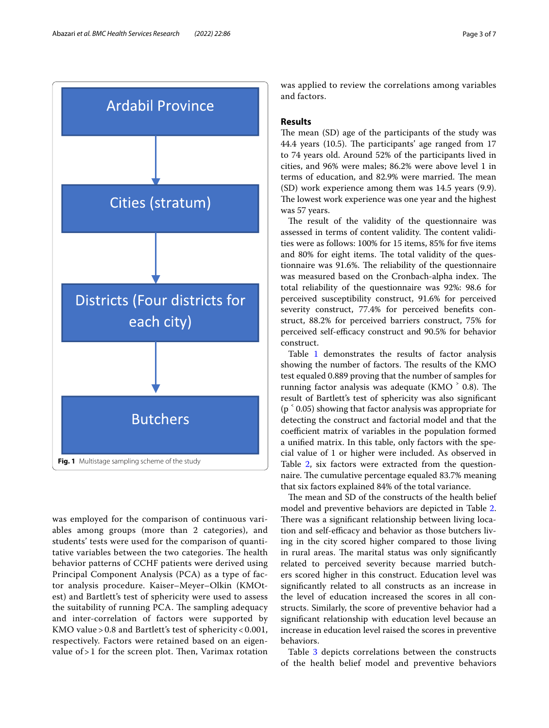Ardabil Province

Cities (stratum)

Districts (Four districts for each city)

Butchers

**Fig. 1** Multistage sampling scheme of the study

was employed for the comparison of continuous variables among groups (more than 2 categories), and students' tests were used for the comparison of quantitative variables between the two categories. The health behavior patterns of CCHF patients were derived using Principal Component Analysis (PCA) as a type of factor analysis procedure. Kaiser–Meyer–Olkin (KMOtest) and Bartlett's test of sphericity were used to assess the suitability of running PCA. The sampling adequacy and inter-correlation of factors were supported by KMO value > 0.8 and Bartlett's test of sphericity < 0.001, respectively. Factors were retained based on an eigenvalue of > 1 for the screen plot. Then, Varimax rotation was applied to review the correlations among variables and factors.

## Results

The mean (SD) age of the participants of the study was 44.4 years (10.5). The participants' age ranged from 17 to 74 years old. Around 52% of the participants lived in cities, and 96% were males; 86.2% were above level 1 in terms of education, and 82.9% were married. The mean (SD) work experience among them was 14.5 years (9.9). The lowest work experience was one year and the highest was 57 years.

The result of the validity of the questionnaire was assessed in terms of content validity. The content validities were as follows: 100% for 15 items, 85% for five items and 80% for eight items. The total validity of the questionnaire was 91.6%. The reliability of the questionnaire was measured based on the Cronbach-alpha index. The total reliability of the questionnaire was 92%: 98.6 for perceived susceptibility construct, 91.6% for perceived severity construct, 77.4% for perceived benefits construct, 88.2% for perceived barriers construct, 75% for perceived self-efficacy construct and 90.5% for behavior construct.

Table 1 demonstrates the results of factor analysis showing the number of factors. The results of the KMO test equaled 0.889 proving that the number of samples for running factor analysis was adequate (KMO ˃ 0.8). The result of Bartlett's test of sphericity was also significant (p ˂ 0.05) showing that factor analysis was appropriate for detecting the construct and factorial model and that the coefficient matrix of variables in the population formed a unified matrix. In this table, only factors with the special value of 1 or higher were included. As observed in Table 2, six factors were extracted from the questionnaire. The cumulative percentage equaled 83.7% meaning that six factors explained 84% of the total variance.

The mean and SD of the constructs of the health belief model and preventive behaviors are depicted in Table 2. There was a significant relationship between living location and self-efficacy and behavior as those butchers living in the city scored higher compared to those living in rural areas. The marital status was only significantly related to perceived severity because married butchers scored higher in this construct. Education level was significantly related to all constructs as an increase in the level of education increased the scores in all constructs. Similarly, the score of preventive behavior had a significant relationship with education level because an increase in education level raised the scores in preventive behaviors.

Table 3 depicts correlations between the constructs of the health belief model and preventive behaviors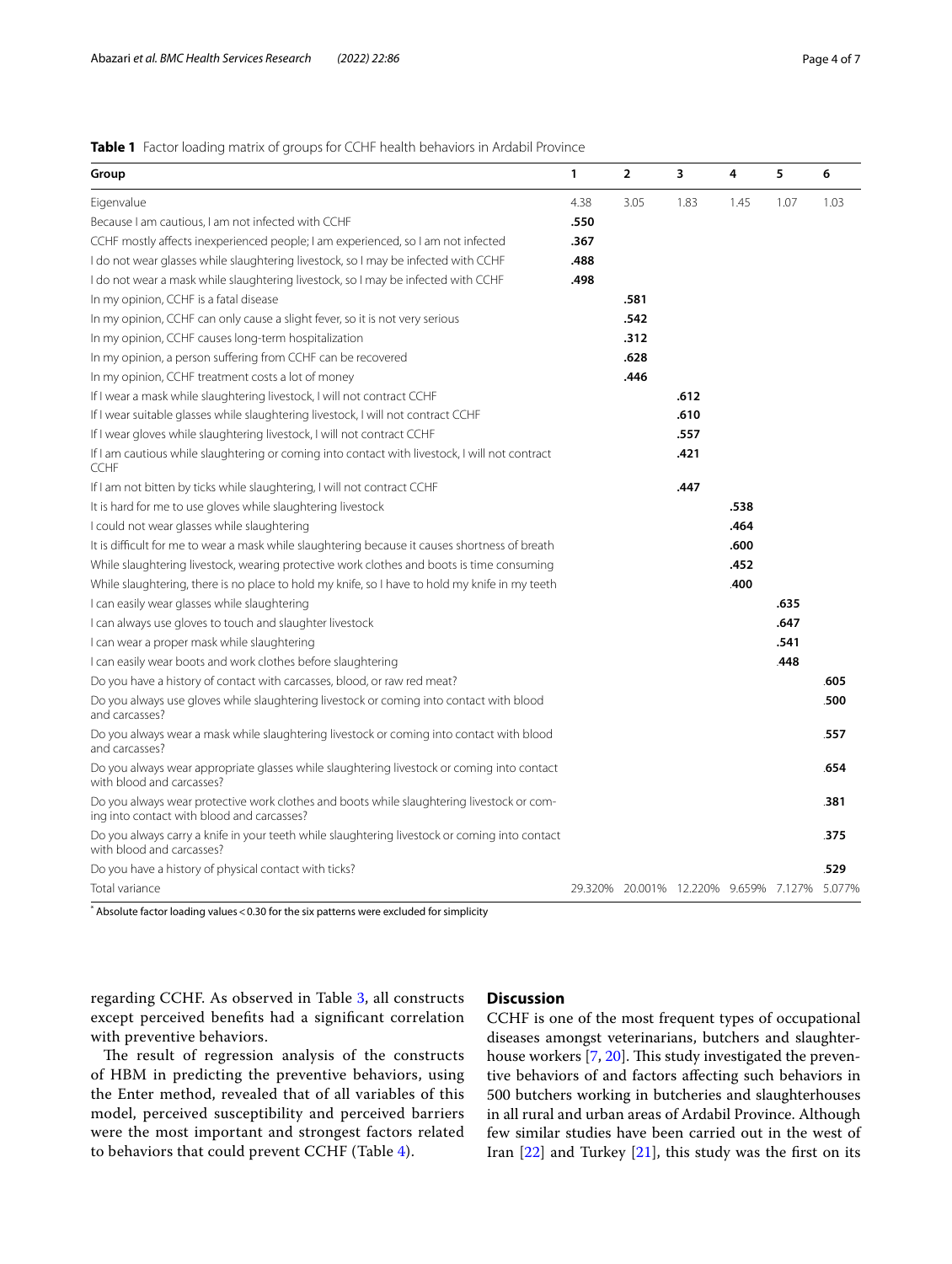**Table 1** Factor loading matrix of groups for CCHF health behaviors in Ardabil Province

| Group | 1 | 2 | 3 | 4 | 5 | 6 |
|---|---|---|---|---|---|---|
| Eigenvalue | 4.38 | 3.05 | 1.83 | 1.45 | 1.07 | 1.03 |
| Because I am cautious, I am not infected with CCHF | **.550** | | | | | |
| CCHF mostly affects inexperienced people; I am experienced, so I am not infected | **.367** | | | | | |
| I do not wear glasses while slaughtering livestock, so I may be infected with CCHF | **.488** | | | | | |
| I do not wear a mask while slaughtering livestock, so I may be infected with CCHF | **.498** | | | | | |
| In my opinion, CCHF is a fatal disease | | **.581** | | | | |
| In my opinion, CCHF can only cause a slight fever, so it is not very serious | | **.542** | | | | |
| In my opinion, CCHF causes long-term hospitalization | | **.312** | | | | |
| In my opinion, a person suffering from CCHF can be recovered | | **.628** | | | | |
| In my opinion, CCHF treatment costs a lot of money | | **.446** | | | | |
| If I wear a mask while slaughtering livestock, I will not contract CCHF | | | **.612** | | | |
| If I wear suitable glasses while slaughtering livestock, I will not contract CCHF | | | **.610** | | | |
| If I wear gloves while slaughtering livestock, I will not contract CCHF | | | **.557** | | | |
| If I am cautious while slaughtering or coming into contact with livestock, I will not contract CCHF | | | **.421** | | | |
| If I am not bitten by ticks while slaughtering, I will not contract CCHF | | | **.447** | | | |
| It is hard for me to use gloves while slaughtering livestock | | | | **.538** | | |
| I could not wear glasses while slaughtering | | | | **.464** | | |
| It is difficult for me to wear a mask while slaughtering because it causes shortness of breath | | | | **.600** | | |
| While slaughtering livestock, wearing protective work clothes and boots is time consuming | | | | **.452** | | |
| While slaughtering, there is no place to hold my knife, so I have to hold my knife in my teeth | | | | **.400** | | |
| I can easily wear glasses while slaughtering | | | | | **.635** | |
| I can always use gloves to touch and slaughter livestock | | | | | **.647** | |
| I can wear a proper mask while slaughtering | | | | | **.541** | |
| I can easily wear boots and work clothes before slaughtering | | | | | **.448** | |
| Do you have a history of contact with carcasses, blood, or raw red meat? | | | | | | **.605** |
| Do you always use gloves while slaughtering livestock or coming into contact with blood and carcasses? | | | | | | **.500** |
| Do you always wear a mask while slaughtering livestock or coming into contact with blood and carcasses? | | | | | | **.557** |
| Do you always wear appropriate glasses while slaughtering livestock or coming into contact with blood and carcasses? | | | | | | **.654** |
| Do you always wear protective work clothes and boots while slaughtering livestock or coming into contact with blood and carcasses? | | | | | | **.381** |
| Do you always carry a knife in your teeth while slaughtering livestock or coming into contact with blood and carcasses? | | | | | | **.375** |
| Do you have a history of physical contact with ticks? | | | | | | **.529** |
| Total variance | 29.320% | 20.001% | 12.220% | 9.659% | 7.127% | 5.077% |

* Absolute factor loading values < 0.30 for the six patterns were excluded for simplicity

regarding CCHF. As observed in Table 3, all constructs except perceived benefits had a significant correlation with preventive behaviors.

The result of regression analysis of the constructs of HBM in predicting the preventive behaviors, using the Enter method, revealed that of all variables of this model, perceived susceptibility and perceived barriers were the most important and strongest factors related to behaviors that could prevent CCHF (Table 4).

## Discussion

CCHF is one of the most frequent types of occupational diseases amongst veterinarians, butchers and slaughterhouse workers [7, 20]. This study investigated the preventive behaviors of and factors affecting such behaviors in 500 butchers working in butcheries and slaughterhouses in all rural and urban areas of Ardabil Province. Although few similar studies have been carried out in the west of Iran [22] and Turkey [21], this study was the first on its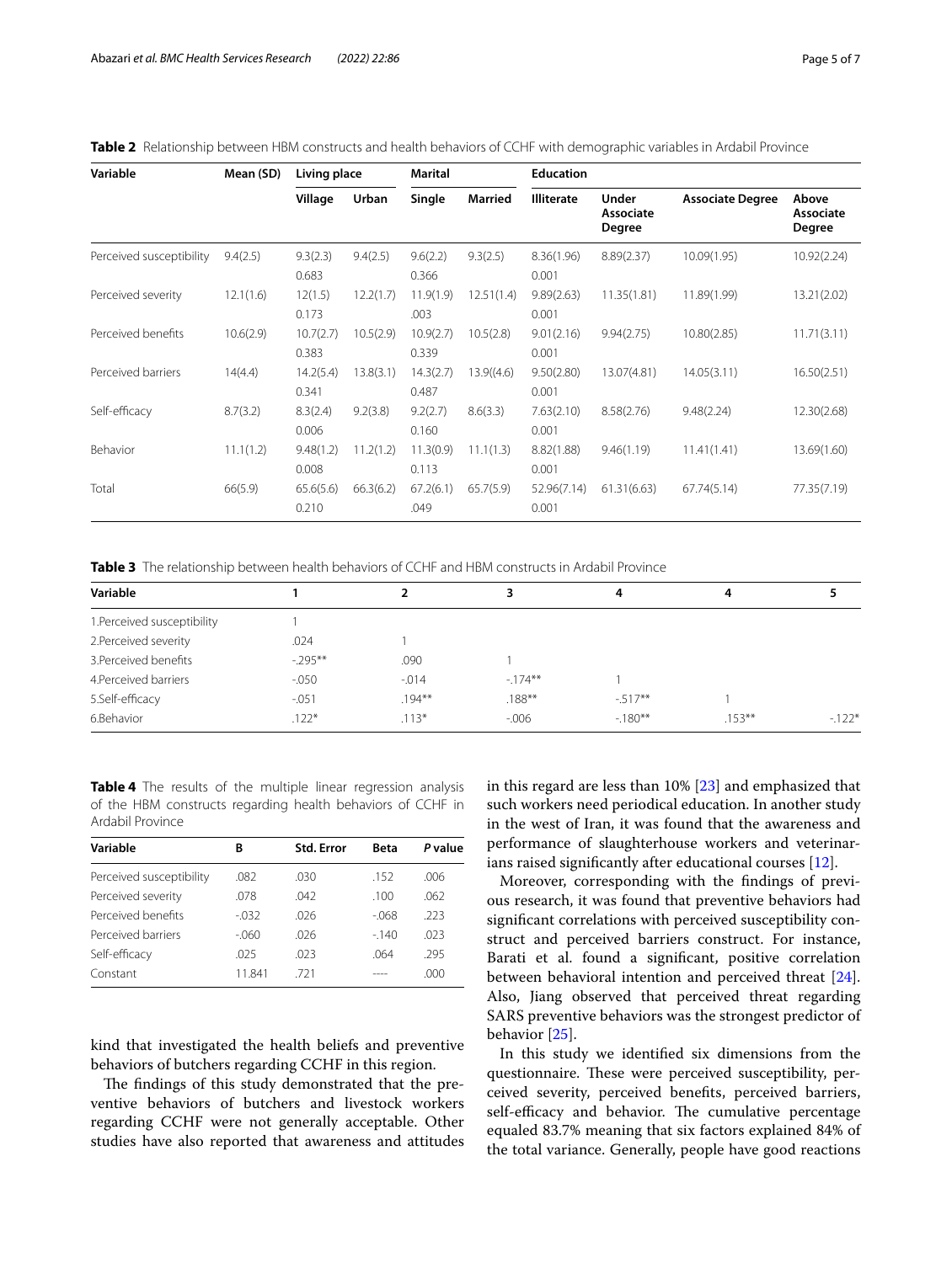**Table 2** Relationship between HBM constructs and health behaviors of CCHF with demographic variables in Ardabil Province

| Variable | Mean (SD) | Living place | | Marital | | Education | | | |
|---|---|---|---|---|---|---|---|---|---|
| | | Village | Urban | Single | Married | Illiterate | Under Associate Degree | Associate Degree | Above Associate Degree |
| Perceived susceptibility | 9.4(2.5) | 9.3(2.3) | 9.4(2.5) | 9.6(2.2) | 9.3(2.5) | 8.36(1.96) | 8.89(2.37) | 10.09(1.95) | 10.92(2.24) |
| | | 0.683 | | 0.366 | | 0.001 | | | |
| Perceived severity | 12.1(1.6) | 12(1.5) | 12.2(1.7) | 11.9(1.9) | 12.51(1.4) | 9.89(2.63) | 11.35(1.81) | 11.89(1.99) | 13.21(2.02) |
| | | 0.173 | | .003 | | 0.001 | | | |
| Perceived benefits | 10.6(2.9) | 10.7(2.7) | 10.5(2.9) | 10.9(2.7) | 10.5(2.8) | 9.01(2.16) | 9.94(2.75) | 10.80(2.85) | 11.71(3.11) |
| | | 0.383 | | 0.339 | | 0.001 | | | |
| Perceived barriers | 14(4.4) | 14.2(5.4) | 13.8(3.1) | 14.3(2.7) | 13.9((4.6) | 9.50(2.80) | 13.07(4.81) | 14.05(3.11) | 16.50(2.51) |
| | | 0.341 | | 0.487 | | 0.001 | | | |
| Self-efficacy | 8.7(3.2) | 8.3(2.4) | 9.2(3.8) | 9.2(2.7) | 8.6(3.3) | 7.63(2.10) | 8.58(2.76) | 9.48(2.24) | 12.30(2.68) |
| | | 0.006 | | 0.160 | | 0.001 | | | |
| Behavior | 11.1(1.2) | 9.48(1.2) | 11.2(1.2) | 11.3(0.9) | 11.1(1.3) | 8.82(1.88) | 9.46(1.19) | 11.41(1.41) | 13.69(1.60) |
| | | 0.008 | | 0.113 | | 0.001 | | | |
| Total | 66(5.9) | 65.6(5.6) | 66.3(6.2) | 67.2(6.1) | 65.7(5.9) | 52.96(7.14) | 61.31(6.63) | 67.74(5.14) | 77.35(7.19) |
| | | 0.210 | | .049 | | 0.001 | | | |

**Table 3** The relationship between health behaviors of CCHF and HBM constructs in Ardabil Province

| Variable | 1 | 2 | 3 | 4 | 4 | 5 |
|---|---|---|---|---|---|---|
| 1.Perceived susceptibility | 1 | | | | | |
| 2.Perceived severity | .024 | 1 | | | | |
| 3.Perceived benefits | -.295** | .090 | 1 | | | |
| 4.Perceived barriers | -.050 | -.014 | -.174** | 1 | | |
| 5.Self-efficacy | -.051 | .194** | .188** | -.517** | 1 | |
| 6.Behavior | .122* | .113* | -.006 | -.180** | .153** | -.122* |

**Table 4** The results of the multiple linear regression analysis of the HBM constructs regarding health behaviors of CCHF in Ardabil Province

| Variable | B | Std. Error | Beta | *P* value |
|---|---|---|---|---|
| Perceived susceptibility | .082 | .030 | .152 | .006 |
| Perceived severity | .078 | .042 | .100 | .062 |
| Perceived benefits | -.032 | .026 | -.068 | .223 |
| Perceived barriers | -.060 | .026 | -.140 | .023 |
| Self-efficacy | .025 | .023 | .064 | .295 |
| Constant | 11.841 | .721 | ---- | .000 |

kind that investigated the health beliefs and preventive behaviors of butchers regarding CCHF in this region.

The findings of this study demonstrated that the preventive behaviors of butchers and livestock workers regarding CCHF were not generally acceptable. Other studies have also reported that awareness and attitudes in this regard are less than 10% [23] and emphasized that such workers need periodical education. In another study in the west of Iran, it was found that the awareness and performance of slaughterhouse workers and veterinarians raised significantly after educational courses [12].

Moreover, corresponding with the findings of previous research, it was found that preventive behaviors had significant correlations with perceived susceptibility construct and perceived barriers construct. For instance, Barati et al. found a significant, positive correlation between behavioral intention and perceived threat [24]. Also, Jiang observed that perceived threat regarding SARS preventive behaviors was the strongest predictor of behavior [25].

In this study we identified six dimensions from the questionnaire. These were perceived susceptibility, perceived severity, perceived benefits, perceived barriers, self-efficacy and behavior. The cumulative percentage equaled 83.7% meaning that six factors explained 84% of the total variance. Generally, people have good reactions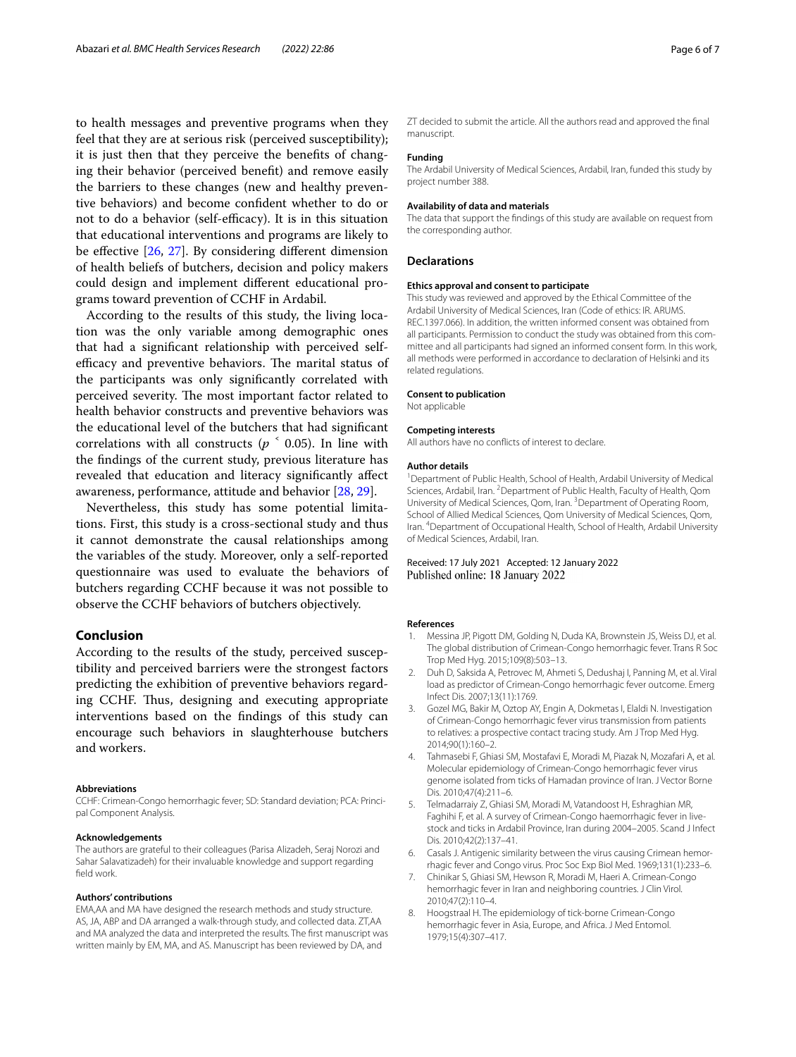to health messages and preventive programs when they feel that they are at serious risk (perceived susceptibility); it is just then that they perceive the benefits of changing their behavior (perceived benefit) and remove easily the barriers to these changes (new and healthy preventive behaviors) and become confident whether to do or not to do a behavior (self-efficacy). It is in this situation that educational interventions and programs are likely to be effective [26, 27]. By considering different dimension of health beliefs of butchers, decision and policy makers could design and implement different educational programs toward prevention of CCHF in Ardabil.

According to the results of this study, the living location was the only variable among demographic ones that had a significant relationship with perceived self-efficacy and preventive behaviors. The marital status of the participants was only significantly correlated with perceived severity. The most important factor related to health behavior constructs and preventive behaviors was the educational level of the butchers that had significant correlations with all constructs ($p < 0.05$). In line with the findings of the current study, previous literature has revealed that education and literacy significantly affect awareness, performance, attitude and behavior [28, 29].

Nevertheless, this study has some potential limitations. First, this study is a cross-sectional study and thus it cannot demonstrate the causal relationships among the variables of the study. Moreover, only a self-reported questionnaire was used to evaluate the behaviors of butchers regarding CCHF because it was not possible to observe the CCHF behaviors of butchers objectively.

## Conclusion

According to the results of the study, perceived susceptibility and perceived barriers were the strongest factors predicting the exhibition of preventive behaviors regarding CCHF. Thus, designing and executing appropriate interventions based on the findings of this study can encourage such behaviors in slaughterhouse butchers and workers.

#### Abbreviations

CCHF: Crimean-Congo hemorrhagic fever; SD: Standard deviation; PCA: Principal Component Analysis.

#### Acknowledgements

The authors are grateful to their colleagues (Parisa Alizadeh, Seraj Norozi and Sahar Salavatizadeh) for their invaluable knowledge and support regarding field work.

#### Authors' contributions

EMA,AA and MA have designed the research methods and study structure. AS, JA, ABP and DA arranged a walk-through study, and collected data. ZT,AA and MA analyzed the data and interpreted the results. The first manuscript was written mainly by EM, MA, and AS. Manuscript has been reviewed by DA, and ZT decided to submit the article. All the authors read and approved the final manuscript.

#### Funding

The Ardabil University of Medical Sciences, Ardabil, Iran, funded this study by project number 388.

#### Availability of data and materials

The data that support the findings of this study are available on request from the corresponding author.

### Declarations

#### Ethics approval and consent to participate

This study was reviewed and approved by the Ethical Committee of the Ardabil University of Medical Sciences, Iran (Code of ethics: IR. ARUMS. REC.1397.066). In addition, the written informed consent was obtained from all participants. Permission to conduct the study was obtained from this committee and all participants had signed an informed consent form. In this work, all methods were performed in accordance to declaration of Helsinki and its related regulations.

#### Consent to publication

Not applicable

#### Competing interests

All authors have no conflicts of interest to declare.

#### Author details

[1] Department of Public Health, School of Health, Ardabil University of Medical Sciences, Ardabil, Iran. [2] Department of Public Health, Faculty of Health, Qom University of Medical Sciences, Qom, Iran. [3] Department of Operating Room, School of Allied Medical Sciences, Qom University of Medical Sciences, Qom, Iran. [4] Department of Occupational Health, School of Health, Ardabil University of Medical Sciences, Ardabil, Iran.

Received: 17 July 2021 Accepted: 12 January 2022
Published online: 18 January 2022

#### References

1. Messina JP, Pigott DM, Golding N, Duda KA, Brownstein JS, Weiss DJ, et al. The global distribution of Crimean-Congo hemorrhagic fever. Trans R Soc Trop Med Hyg. 2015;109(8):503–13.
2. Duh D, Saksida A, Petrovec M, Ahmeti S, Dedushaj I, Panning M, et al. Viral load as predictor of Crimean-Congo hemorrhagic fever outcome. Emerg Infect Dis. 2007;13(11):1769.
3. Gozel MG, Bakir M, Oztop AY, Engin A, Dokmetas I, Elaldi N. Investigation of Crimean-Congo hemorrhagic fever virus transmission from patients to relatives: a prospective contact tracing study. Am J Trop Med Hyg. 2014;90(1):160–2.
4. Tahmasebi F, Ghiasi SM, Mostafavi E, Moradi M, Piazak N, Mozafari A, et al. Molecular epidemiology of Crimean-Congo hemorrhagic fever virus genome isolated from ticks of Hamadan province of Iran. J Vector Borne Dis. 2010;47(4):211–6.
5. Telmadarraiy Z, Ghiasi SM, Moradi M, Vatandoost H, Eshraghian MR, Faghihi F, et al. A survey of Crimean-Congo haemorrhagic fever in livestock and ticks in Ardabil Province, Iran during 2004–2005. Scand J Infect Dis. 2010;42(2):137–41.
6. Casals J. Antigenic similarity between the virus causing Crimean hemorrhagic fever and Congo virus. Proc Soc Exp Biol Med. 1969;131(1):233–6.
7. Chinikar S, Ghiasi SM, Hewson R, Moradi M, Haeri A. Crimean-Congo hemorrhagic fever in Iran and neighboring countries. J Clin Virol. 2010;47(2):110–4.
8. Hoogstraal H. The epidemiology of tick-borne Crimean-Congo hemorrhagic fever in Asia, Europe, and Africa. J Med Entomol. 1979;15(4):307–417.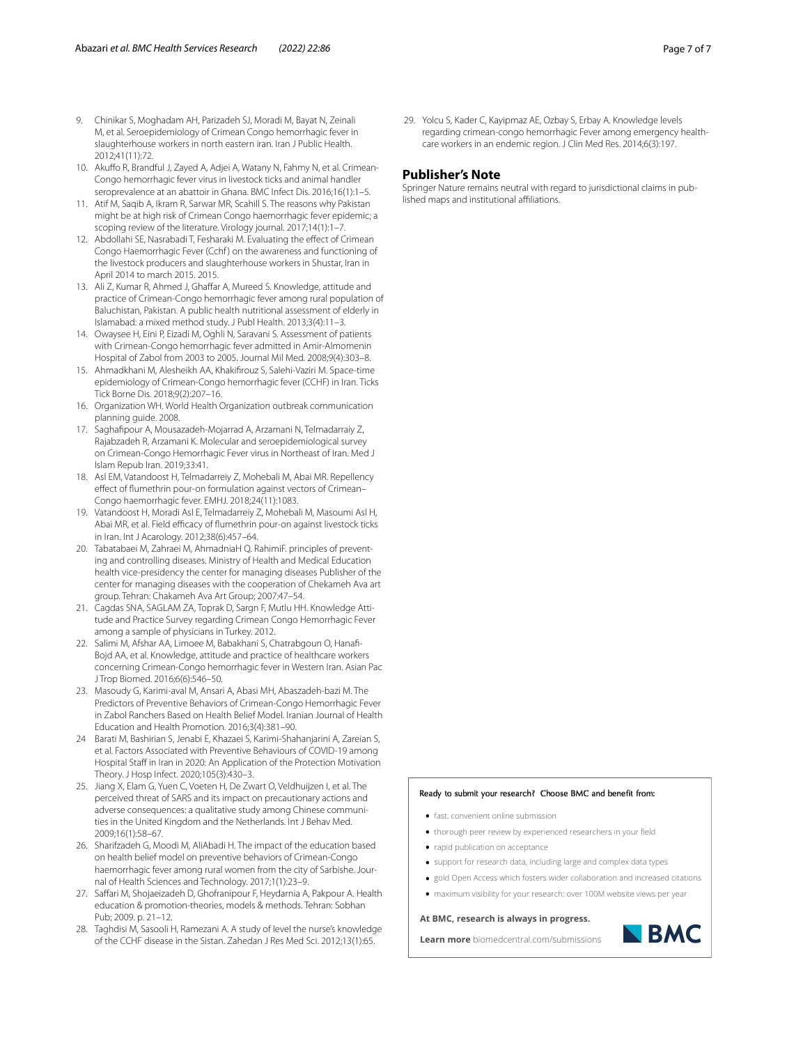9. Chinikar S, Moghadam AH, Parizadeh SJ, Moradi M, Bayat N, Zeinali M, et al. Seroepidemiology of Crimean Congo hemorrhagic fever in slaughterhouse workers in north eastern iran. Iran J Public Health. 2012;41(11):72.
10. Akuffo R, Brandful J, Zayed A, Adjei A, Watany N, Fahmy N, et al. Crimean-Congo hemorrhagic fever virus in livestock ticks and animal handler seroprevalence at an abattoir in Ghana. BMC Infect Dis. 2016;16(1):1–5.
11. Atif M, Saqib A, Ikram R, Sarwar MR, Scahill S. The reasons why Pakistan might be at high risk of Crimean Congo haemorrhagic fever epidemic; a scoping review of the literature. Virology journal. 2017;14(1):1–7.
12. Abdollahi SE, Nasrabadi T, Fesharaki M. Evaluating the effect of Crimean Congo Haemorrhagic Fever (Cchf) on the awareness and functioning of the livestock producers and slaughterhouse workers in Shustar, Iran in April 2014 to march 2015. 2015.
13. Ali Z, Kumar R, Ahmed J, Ghaffar A, Mureed S. Knowledge, attitude and practice of Crimean-Congo hemorrhagic fever among rural population of Baluchistan, Pakistan. A public health nutritional assessment of elderly in Islamabad: a mixed method study. J Publ Health. 2013;3(4):11–3.
14. Owaysee H, Eini P, Eizadi M, Oghli N, Saravani S. Assessment of patients with Crimean-Congo hemorrhagic fever admitted in Amir-Almomenin Hospital of Zabol from 2003 to 2005. Journal Mil Med. 2008;9(4):303–8.
15. Ahmadkhani M, Alesheikh AA, Khakifirouz S, Salehi-Vaziri M. Space-time epidemiology of Crimean-Congo hemorrhagic fever (CCHF) in Iran. Ticks Tick Borne Dis. 2018;9(2):207–16.
16. Organization WH. World Health Organization outbreak communication planning guide. 2008.
17. Saghafipour A, Mousazadeh-Mojarrad A, Arzamani N, Telmadarraiy Z, Rajabzadeh R, Arzamani K. Molecular and seroepidemiological survey on Crimean-Congo Hemorrhagic Fever virus in Northeast of Iran. Med J Islam Repub Iran. 2019;33:41.
18. Asl EM, Vatandoost H, Telmadarreiy Z, Mohebali M, Abai MR. Repellency effect of flumethrin pour-on formulation against vectors of Crimean–Congo haemorrhagic fever. EMHJ. 2018;24(11):1083.
19. Vatandoost H, Moradi Asl E, Telmadarreiy Z, Mohebali M, Masoumi Asl H, Abai MR, et al. Field efficacy of flumethrin pour-on against livestock ticks in Iran. Int J Acarology. 2012;38(6):457–64.
20. Tabatabaei M, Zahraei M, AhmadniaH Q. RahimiF. principles of preventing and controlling diseases. Ministry of Health and Medical Education health vice-presidency the center for managing diseases Publisher of the center for managing diseases with the cooperation of Chekameh Ava art group. Tehran: Chakameh Ava Art Group; 2007:47–54.
21. Cagdas SNA, SAGLAM ZA, Toprak D, Sargn F, Mutlu HH. Knowledge Attitude and Practice Survey regarding Crimean Congo Hemorrhagic Fever among a sample of physicians in Turkey. 2012.
22. Salimi M, Afshar AA, Limoee M, Babakhani S, Chatrabgoun O, Hanafi-Bojd AA, et al. Knowledge, attitude and practice of healthcare workers concerning Crimean-Congo hemorrhagic fever in Western Iran. Asian Pac J Trop Biomed. 2016;6(6):546–50.
23. Masoudy G, Karimi-aval M, Ansari A, Abasi MH, Abaszadeh-bazi M. The Predictors of Preventive Behaviors of Crimean-Congo Hemorrhagic Fever in Zabol Ranchers Based on Health Belief Model. Iranian Journal of Health Education and Health Promotion. 2016;3(4):381–90.
24. Barati M, Bashirian S, Jenabi E, Khazaei S, Karimi-Shahanjarini A, Zareian S, et al. Factors Associated with Preventive Behaviours of COVID-19 among Hospital Staff in Iran in 2020: An Application of the Protection Motivation Theory. J Hosp Infect. 2020;105(3):430–3.
25. Jiang X, Elam G, Yuen C, Voeten H, De Zwart O, Veldhuijzen I, et al. The perceived threat of SARS and its impact on precautionary actions and adverse consequences: a qualitative study among Chinese communities in the United Kingdom and the Netherlands. Int J Behav Med. 2009;16(1):58–67.
26. Sharifzadeh G, Moodi M, AliAbadi H. The impact of the education based on health belief model on preventive behaviors of Crimean-Congo haemorrhagic fever among rural women from the city of Sarbishe. Journal of Health Sciences and Technology. 2017;1(1):23–9.
27. Saffari M, Shojaeizadeh D, Ghofranipour F, Heydarnia A, Pakpour A. Health education & promotion-theories, models & methods. Tehran: Sobhan Pub; 2009. p. 21–12.
28. Taghdisi M, Sasooli H, Ramezani A. A study of level the nurse's knowledge of the CCHF disease in the Sistan. Zahedan J Res Med Sci. 2012;13(1):65.
29. Yolcu S, Kader C, Kayipmaz AE, Ozbay S, Erbay A. Knowledge levels regarding crimean-congo hemorrhagic Fever among emergency healthcare workers in an endemic region. J Clin Med Res. 2014;6(3):197.

## Publisher's Note

Springer Nature remains neutral with regard to jurisdictional claims in published maps and institutional affiliations.

Ready to submit your research? Choose BMC and benefit from:

- fast, convenient online submission
- thorough peer review by experienced researchers in your field
- rapid publication on acceptance
- support for research data, including large and complex data types
- gold Open Access which fosters wider collaboration and increased citations
- maximum visibility for your research: over 100M website views per year

**At BMC, research is always in progress.**

**Learn more** biomedcentral.com/submissions

BMC